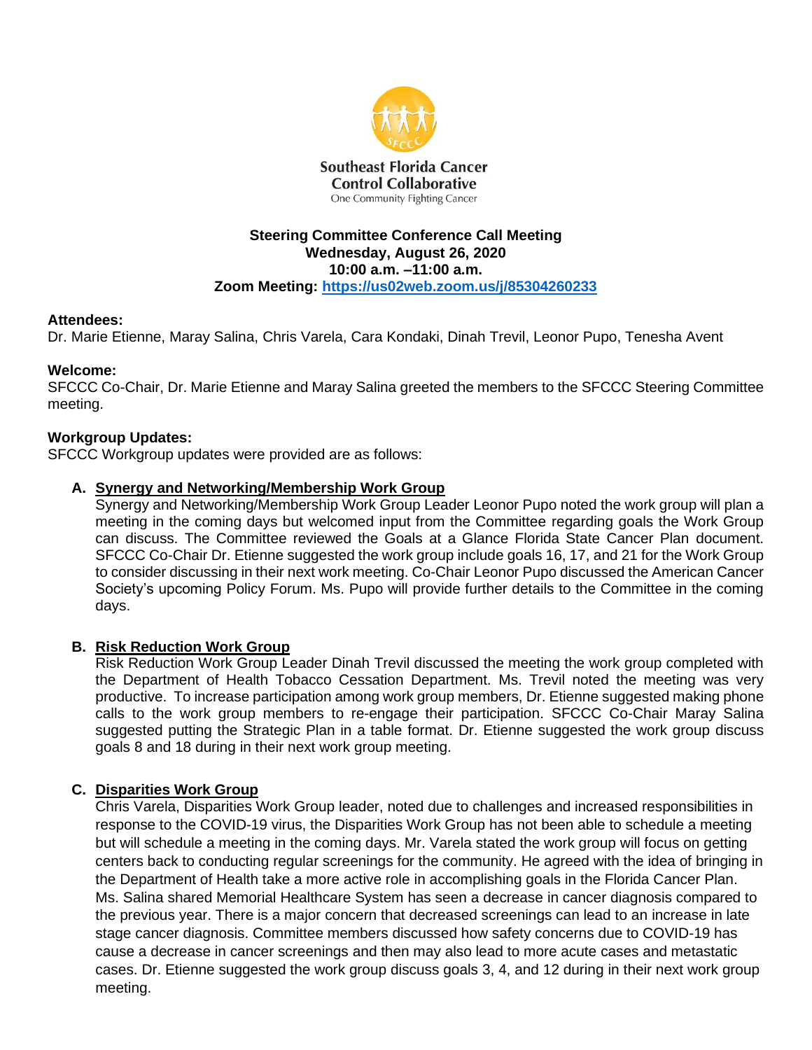Southeast Florida Cancer Control Collaborative

One Community Fighting Cancer

**Steering Committee Conference Call Meeting**
**Wednesday, August 26, 2020**
**10:00 a.m. –11:00 a.m.**
**Zoom Meeting: https://us02web.zoom.us/j/85304260233**

**Attendees:**
Dr. Marie Etienne, Maray Salina, Chris Varela, Cara Kondaki, Dinah Trevil, Leonor Pupo, Tenesha Avent

**Welcome:**
SFCCC Co-Chair, Dr. Marie Etienne and Maray Salina greeted the members to the SFCCC Steering Committee meeting.

**Workgroup Updates:**
SFCCC Workgroup updates were provided are as follows:

**A. Synergy and Networking/Membership Work Group**

Synergy and Networking/Membership Work Group Leader Leonor Pupo noted the work group will plan a meeting in the coming days but welcomed input from the Committee regarding goals the Work Group can discuss. The Committee reviewed the Goals at a Glance Florida State Cancer Plan document. SFCCC Co-Chair Dr. Etienne suggested the work group include goals 16, 17, and 21 for the Work Group to consider discussing in their next work meeting. Co-Chair Leonor Pupo discussed the American Cancer Society's upcoming Policy Forum. Ms. Pupo will provide further details to the Committee in the coming days.

**B. Risk Reduction Work Group**

Risk Reduction Work Group Leader Dinah Trevil discussed the meeting the work group completed with the Department of Health Tobacco Cessation Department. Ms. Trevil noted the meeting was very productive. To increase participation among work group members, Dr. Etienne suggested making phone calls to the work group members to re-engage their participation. SFCCC Co-Chair Maray Salina suggested putting the Strategic Plan in a table format. Dr. Etienne suggested the work group discuss goals 8 and 18 during in their next work group meeting.

**C. Disparities Work Group**

Chris Varela, Disparities Work Group leader, noted due to challenges and increased responsibilities in response to the COVID-19 virus, the Disparities Work Group has not been able to schedule a meeting but will schedule a meeting in the coming days. Mr. Varela stated the work group will focus on getting centers back to conducting regular screenings for the community. He agreed with the idea of bringing in the Department of Health take a more active role in accomplishing goals in the Florida Cancer Plan. Ms. Salina shared Memorial Healthcare System has seen a decrease in cancer diagnosis compared to the previous year. There is a major concern that decreased screenings can lead to an increase in late stage cancer diagnosis. Committee members discussed how safety concerns due to COVID-19 has cause a decrease in cancer screenings and then may also lead to more acute cases and metastatic cases. Dr. Etienne suggested the work group discuss goals 3, 4, and 12 during in their next work group meeting.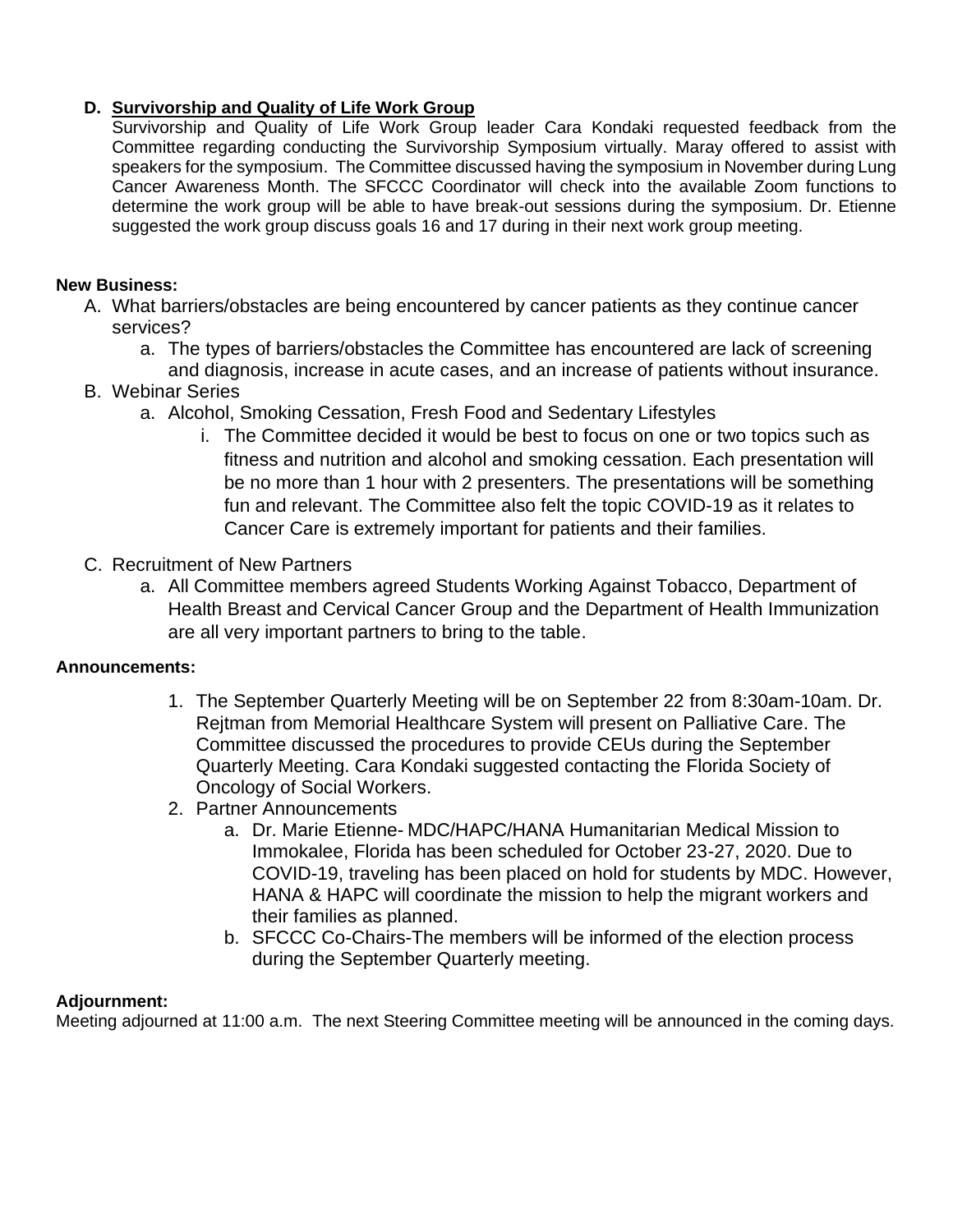**D. Survivorship and Quality of Life Work Group**

Survivorship and Quality of Life Work Group leader Cara Kondaki requested feedback from the Committee regarding conducting the Survivorship Symposium virtually. Maray offered to assist with speakers for the symposium. The Committee discussed having the symposium in November during Lung Cancer Awareness Month. The SFCCC Coordinator will check into the available Zoom functions to determine the work group will be able to have break-out sessions during the symposium. Dr. Etienne suggested the work group discuss goals 16 and 17 during in their next work group meeting.

**New Business:**

A. What barriers/obstacles are being encountered by cancer patients as they continue cancer services?
   a. The types of barriers/obstacles the Committee has encountered are lack of screening and diagnosis, increase in acute cases, and an increase of patients without insurance.

B. Webinar Series
   a. Alcohol, Smoking Cessation, Fresh Food and Sedentary Lifestyles
      i. The Committee decided it would be best to focus on one or two topics such as fitness and nutrition and alcohol and smoking cessation. Each presentation will be no more than 1 hour with 2 presenters. The presentations will be something fun and relevant. The Committee also felt the topic COVID-19 as it relates to Cancer Care is extremely important for patients and their families.

C. Recruitment of New Partners
   a. All Committee members agreed Students Working Against Tobacco, Department of Health Breast and Cervical Cancer Group and the Department of Health Immunization are all very important partners to bring to the table.

**Announcements:**

1. The September Quarterly Meeting will be on September 22 from 8:30am-10am. Dr. Rejtman from Memorial Healthcare System will present on Palliative Care. The Committee discussed the procedures to provide CEUs during the September Quarterly Meeting. Cara Kondaki suggested contacting the Florida Society of Oncology of Social Workers.
2. Partner Announcements
   a. Dr. Marie Etienne- MDC/HAPC/HANA Humanitarian Medical Mission to Immokalee, Florida has been scheduled for October 23-27, 2020. Due to COVID-19, traveling has been placed on hold for students by MDC. However, HANA & HAPC will coordinate the mission to help the migrant workers and their families as planned.
   b. SFCCC Co-Chairs-The members will be informed of the election process during the September Quarterly meeting.

**Adjournment:**

Meeting adjourned at 11:00 a.m. The next Steering Committee meeting will be announced in the coming days.